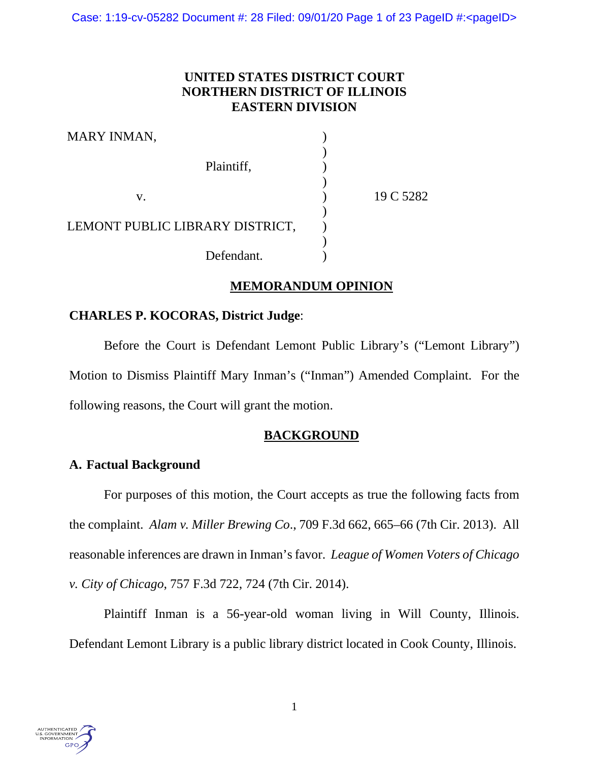**UNITED STATES DISTRICT COURT**
**NORTHERN DISTRICT OF ILLINOIS**
**EASTERN DIVISION**

| | | |
|---|---|---|
| MARY INMAN, | ) | |
| | ) | |
| Plaintiff, | ) | |
| | ) | |
| v. | ) | 19 C 5282 |
| | ) | |
| LEMONT PUBLIC LIBRARY DISTRICT, | ) | |
| | ) | |
| Defendant. | ) | |

## MEMORANDUM OPINION

**CHARLES P. KOCORAS, District Judge**:

Before the Court is Defendant Lemont Public Library's ("Lemont Library") Motion to Dismiss Plaintiff Mary Inman's ("Inman") Amended Complaint. For the following reasons, the Court will grant the motion.

## BACKGROUND

### A. Factual Background

For purposes of this motion, the Court accepts as true the following facts from the complaint. *Alam v. Miller Brewing Co*., 709 F.3d 662, 665–66 (7th Cir. 2013). All reasonable inferences are drawn in Inman's favor. *League of Women Voters of Chicago v. City of Chicago*, 757 F.3d 722, 724 (7th Cir. 2014).

Plaintiff Inman is a 56-year-old woman living in Will County, Illinois. Defendant Lemont Library is a public library district located in Cook County, Illinois.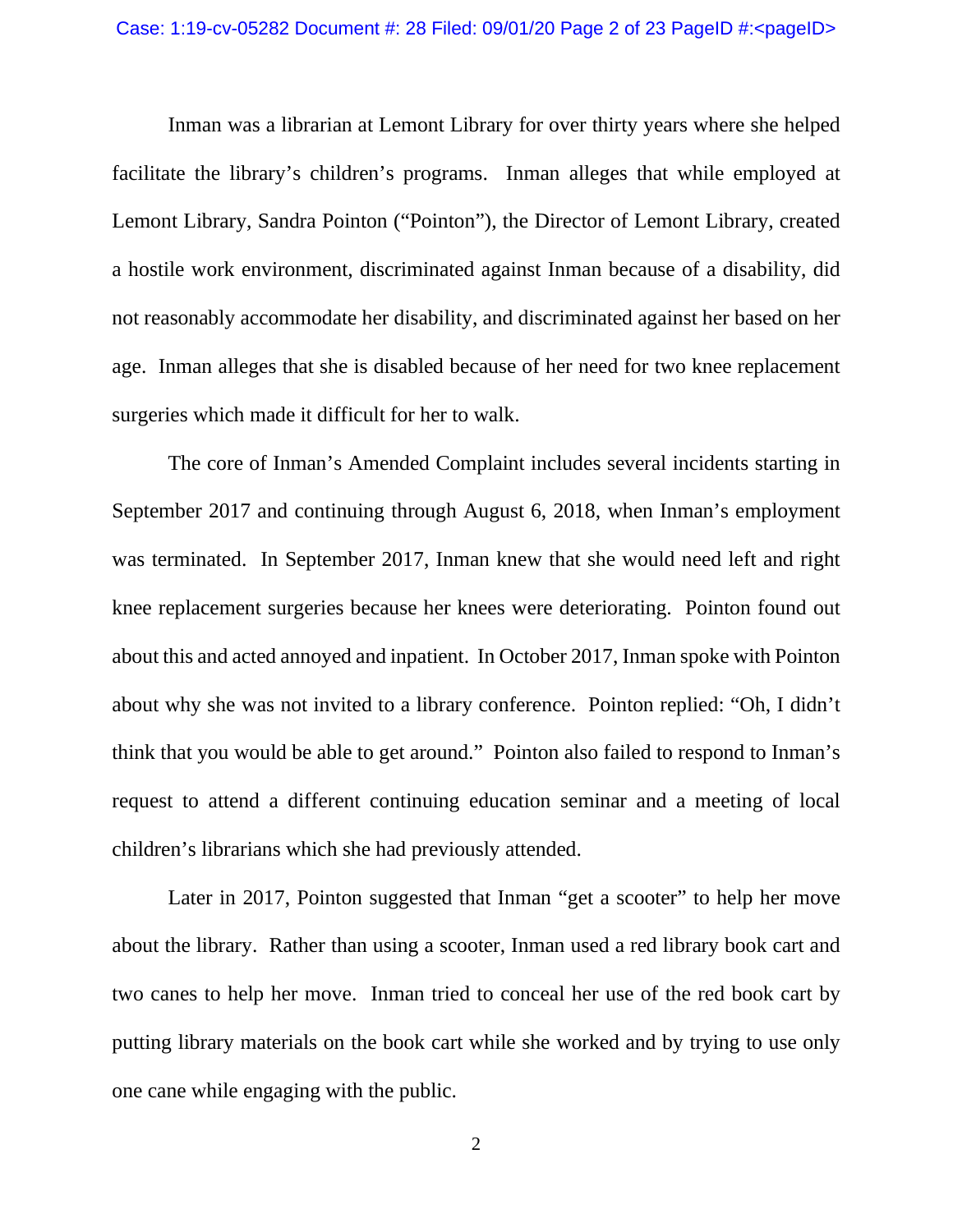Inman was a librarian at Lemont Library for over thirty years where she helped facilitate the library's children's programs. Inman alleges that while employed at Lemont Library, Sandra Pointon ("Pointon"), the Director of Lemont Library, created a hostile work environment, discriminated against Inman because of a disability, did not reasonably accommodate her disability, and discriminated against her based on her age. Inman alleges that she is disabled because of her need for two knee replacement surgeries which made it difficult for her to walk.

The core of Inman's Amended Complaint includes several incidents starting in September 2017 and continuing through August 6, 2018, when Inman's employment was terminated. In September 2017, Inman knew that she would need left and right knee replacement surgeries because her knees were deteriorating. Pointon found out about this and acted annoyed and inpatient. In October 2017, Inman spoke with Pointon about why she was not invited to a library conference. Pointon replied: "Oh, I didn't think that you would be able to get around." Pointon also failed to respond to Inman's request to attend a different continuing education seminar and a meeting of local children's librarians which she had previously attended.

Later in 2017, Pointon suggested that Inman "get a scooter" to help her move about the library. Rather than using a scooter, Inman used a red library book cart and two canes to help her move. Inman tried to conceal her use of the red book cart by putting library materials on the book cart while she worked and by trying to use only one cane while engaging with the public.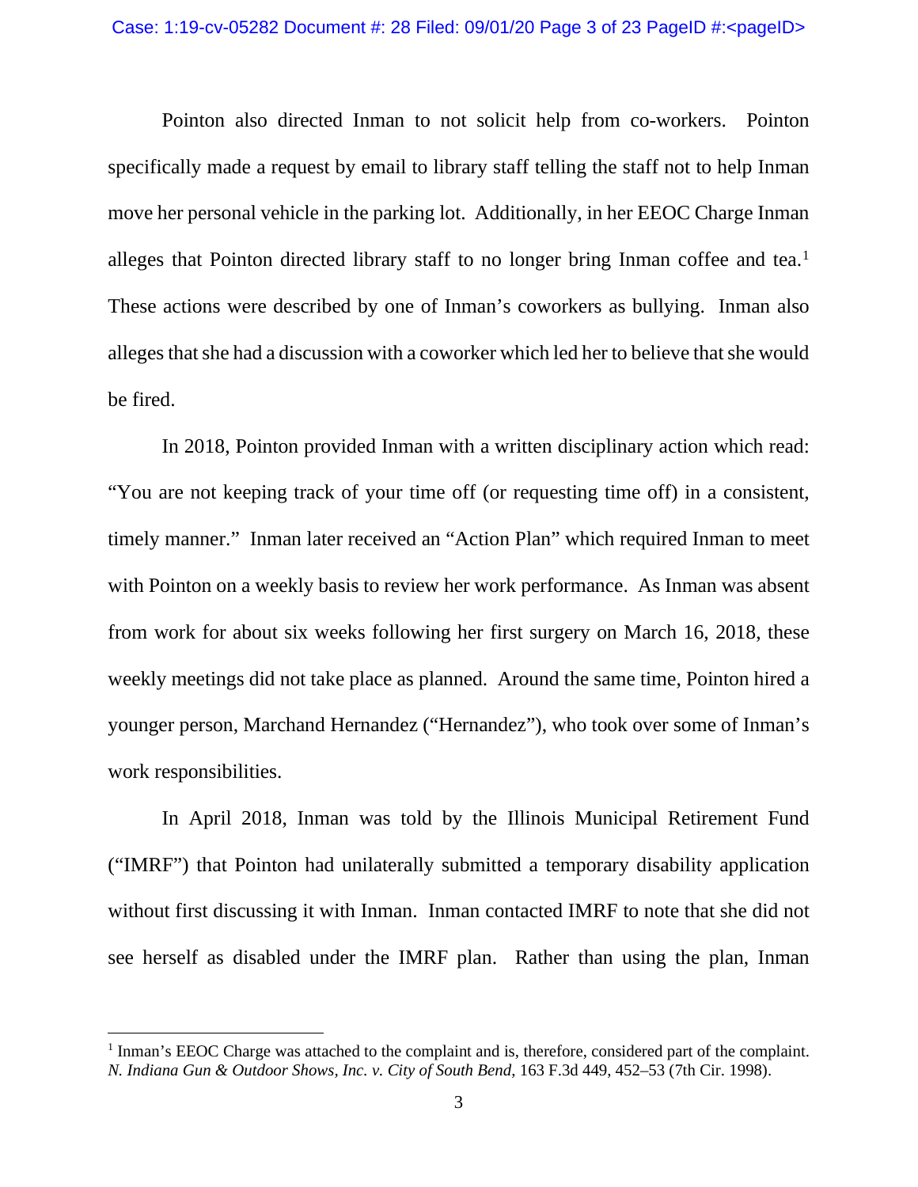Pointon also directed Inman to not solicit help from co-workers. Pointon specifically made a request by email to library staff telling the staff not to help Inman move her personal vehicle in the parking lot. Additionally, in her EEOC Charge Inman alleges that Pointon directed library staff to no longer bring Inman coffee and tea.[1] These actions were described by one of Inman's coworkers as bullying. Inman also alleges that she had a discussion with a coworker which led her to believe that she would be fired.

In 2018, Pointon provided Inman with a written disciplinary action which read: "You are not keeping track of your time off (or requesting time off) in a consistent, timely manner." Inman later received an "Action Plan" which required Inman to meet with Pointon on a weekly basis to review her work performance. As Inman was absent from work for about six weeks following her first surgery on March 16, 2018, these weekly meetings did not take place as planned. Around the same time, Pointon hired a younger person, Marchand Hernandez ("Hernandez"), who took over some of Inman's work responsibilities.

In April 2018, Inman was told by the Illinois Municipal Retirement Fund ("IMRF") that Pointon had unilaterally submitted a temporary disability application without first discussing it with Inman. Inman contacted IMRF to note that she did not see herself as disabled under the IMRF plan. Rather than using the plan, Inman

---

[1] Inman's EEOC Charge was attached to the complaint and is, therefore, considered part of the complaint. *N. Indiana Gun & Outdoor Shows, Inc. v. City of South Bend*, 163 F.3d 449, 452–53 (7th Cir. 1998).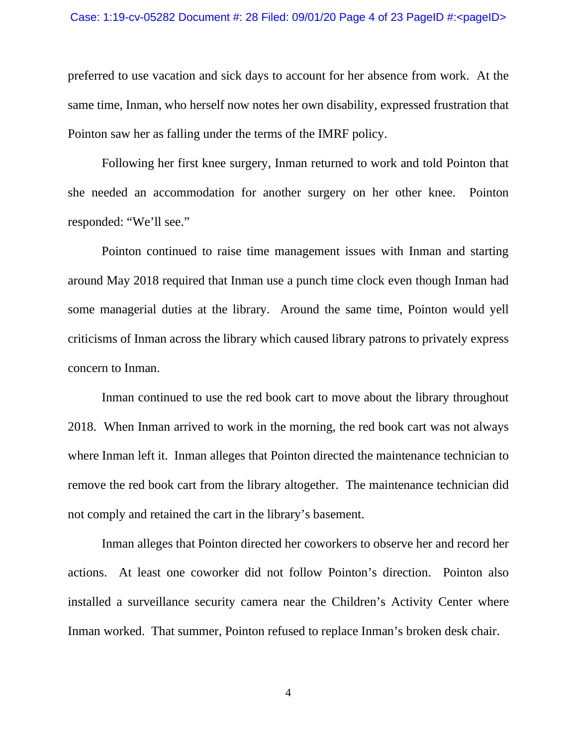preferred to use vacation and sick days to account for her absence from work. At the same time, Inman, who herself now notes her own disability, expressed frustration that Pointon saw her as falling under the terms of the IMRF policy.

Following her first knee surgery, Inman returned to work and told Pointon that she needed an accommodation for another surgery on her other knee. Pointon responded: "We'll see."

Pointon continued to raise time management issues with Inman and starting around May 2018 required that Inman use a punch time clock even though Inman had some managerial duties at the library. Around the same time, Pointon would yell criticisms of Inman across the library which caused library patrons to privately express concern to Inman.

Inman continued to use the red book cart to move about the library throughout 2018. When Inman arrived to work in the morning, the red book cart was not always where Inman left it. Inman alleges that Pointon directed the maintenance technician to remove the red book cart from the library altogether. The maintenance technician did not comply and retained the cart in the library's basement.

Inman alleges that Pointon directed her coworkers to observe her and record her actions. At least one coworker did not follow Pointon's direction. Pointon also installed a surveillance security camera near the Children's Activity Center where Inman worked. That summer, Pointon refused to replace Inman's broken desk chair.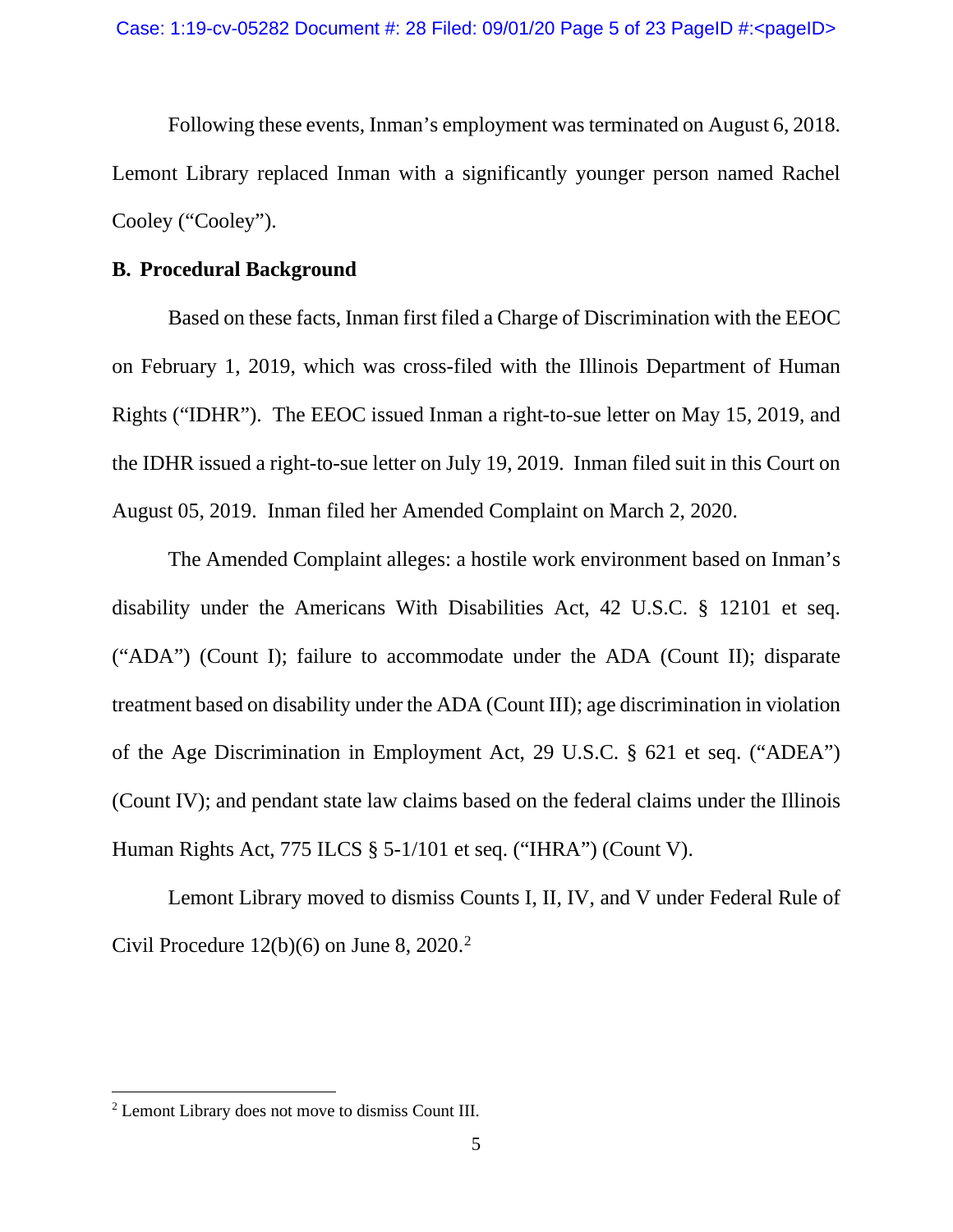Following these events, Inman's employment was terminated on August 6, 2018. Lemont Library replaced Inman with a significantly younger person named Rachel Cooley ("Cooley").

### B. Procedural Background

Based on these facts, Inman first filed a Charge of Discrimination with the EEOC on February 1, 2019, which was cross-filed with the Illinois Department of Human Rights ("IDHR"). The EEOC issued Inman a right-to-sue letter on May 15, 2019, and the IDHR issued a right-to-sue letter on July 19, 2019. Inman filed suit in this Court on August 05, 2019. Inman filed her Amended Complaint on March 2, 2020.

The Amended Complaint alleges: a hostile work environment based on Inman's disability under the Americans With Disabilities Act, 42 U.S.C. § 12101 et seq. ("ADA") (Count I); failure to accommodate under the ADA (Count II); disparate treatment based on disability under the ADA (Count III); age discrimination in violation of the Age Discrimination in Employment Act, 29 U.S.C. § 621 et seq. ("ADEA") (Count IV); and pendant state law claims based on the federal claims under the Illinois Human Rights Act, 775 ILCS § 5-1/101 et seq. ("IHRA") (Count V).

Lemont Library moved to dismiss Counts I, II, IV, and V under Federal Rule of Civil Procedure 12(b)(6) on June 8, 2020.[2]

---

[2] Lemont Library does not move to dismiss Count III.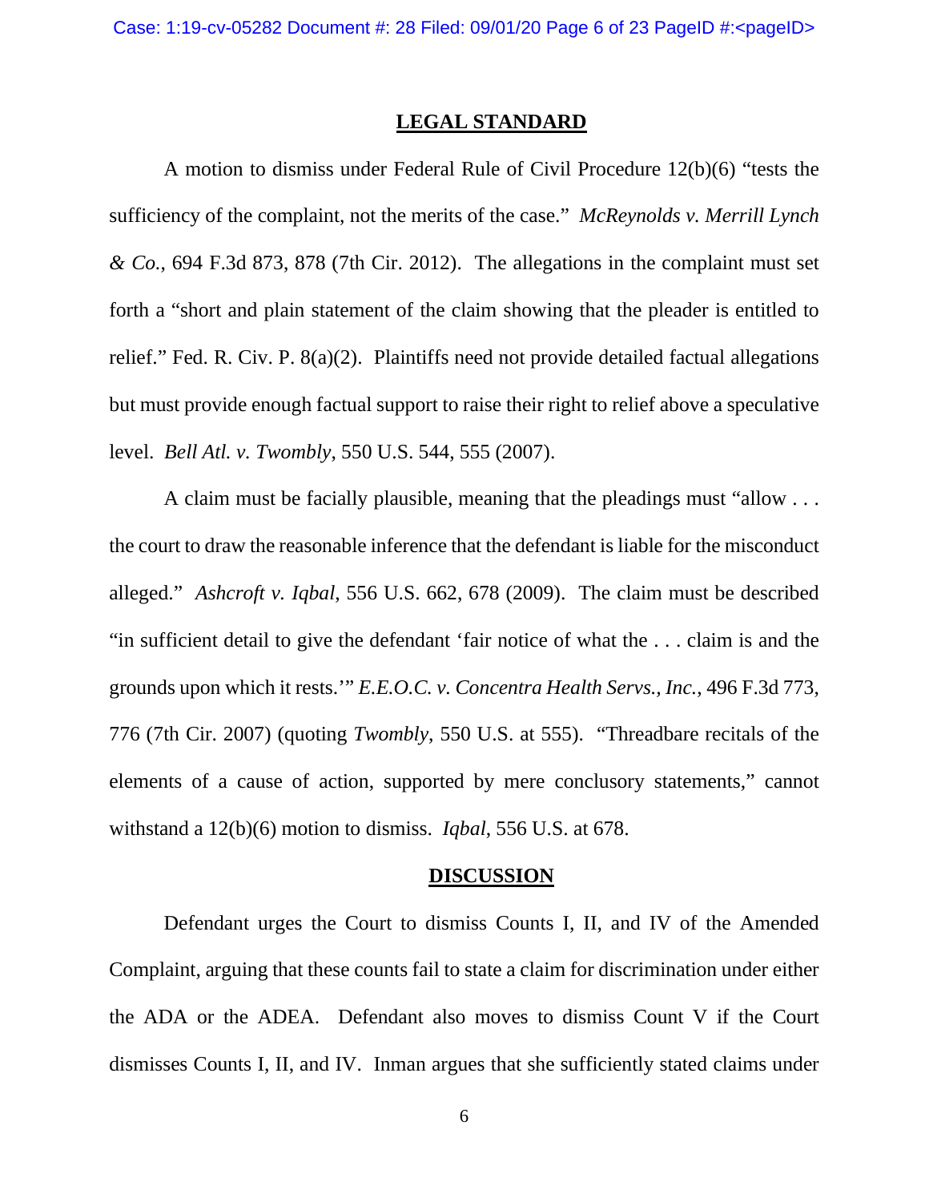## LEGAL STANDARD

A motion to dismiss under Federal Rule of Civil Procedure 12(b)(6) "tests the sufficiency of the complaint, not the merits of the case." *McReynolds v. Merrill Lynch & Co.*, 694 F.3d 873, 878 (7th Cir. 2012). The allegations in the complaint must set forth a "short and plain statement of the claim showing that the pleader is entitled to relief." Fed. R. Civ. P. 8(a)(2). Plaintiffs need not provide detailed factual allegations but must provide enough factual support to raise their right to relief above a speculative level. *Bell Atl. v. Twombly*, 550 U.S. 544, 555 (2007).

A claim must be facially plausible, meaning that the pleadings must "allow . . . the court to draw the reasonable inference that the defendant is liable for the misconduct alleged." *Ashcroft v. Iqbal*, 556 U.S. 662, 678 (2009). The claim must be described "in sufficient detail to give the defendant 'fair notice of what the . . . claim is and the grounds upon which it rests.'" *E.E.O.C. v. Concentra Health Servs., Inc.*, 496 F.3d 773, 776 (7th Cir. 2007) (quoting *Twombly*, 550 U.S. at 555). "Threadbare recitals of the elements of a cause of action, supported by mere conclusory statements," cannot withstand a 12(b)(6) motion to dismiss. *Iqbal*, 556 U.S. at 678.

## DISCUSSION

Defendant urges the Court to dismiss Counts I, II, and IV of the Amended Complaint, arguing that these counts fail to state a claim for discrimination under either the ADA or the ADEA. Defendant also moves to dismiss Count V if the Court dismisses Counts I, II, and IV. Inman argues that she sufficiently stated claims under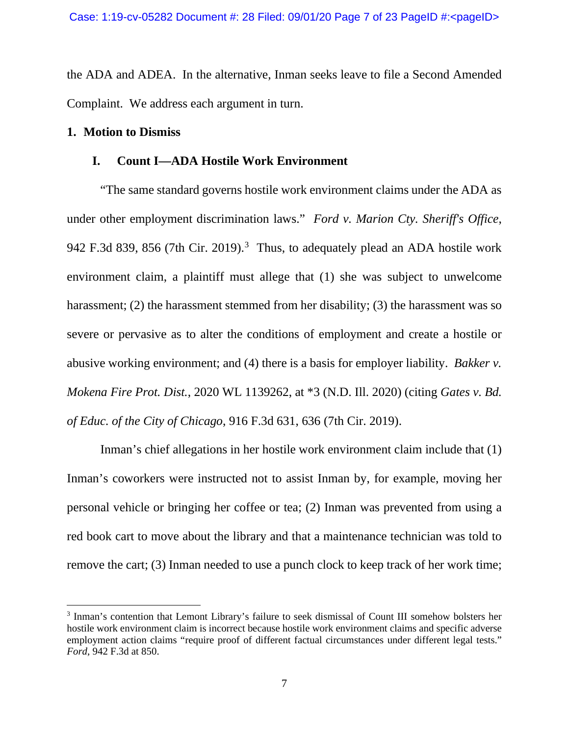the ADA and ADEA. In the alternative, Inman seeks leave to file a Second Amended Complaint. We address each argument in turn.

## 1. Motion to Dismiss

### I. Count I—ADA Hostile Work Environment

"The same standard governs hostile work environment claims under the ADA as under other employment discrimination laws." *Ford v. Marion Cty. Sheriff's Office*, 942 F.3d 839, 856 (7th Cir. 2019).[3] Thus, to adequately plead an ADA hostile work environment claim, a plaintiff must allege that (1) she was subject to unwelcome harassment; (2) the harassment stemmed from her disability; (3) the harassment was so severe or pervasive as to alter the conditions of employment and create a hostile or abusive working environment; and (4) there is a basis for employer liability. *Bakker v. Mokena Fire Prot. Dist.*, 2020 WL 1139262, at *3 (N.D. Ill. 2020) (citing *Gates v. Bd. of Educ. of the City of Chicago*, 916 F.3d 631, 636 (7th Cir. 2019).

Inman's chief allegations in her hostile work environment claim include that (1) Inman's coworkers were instructed not to assist Inman by, for example, moving her personal vehicle or bringing her coffee or tea; (2) Inman was prevented from using a red book cart to move about the library and that a maintenance technician was told to remove the cart; (3) Inman needed to use a punch clock to keep track of her work time;

---

[3] Inman's contention that Lemont Library's failure to seek dismissal of Count III somehow bolsters her hostile work environment claim is incorrect because hostile work environment claims and specific adverse employment action claims "require proof of different factual circumstances under different legal tests." *Ford*, 942 F.3d at 850.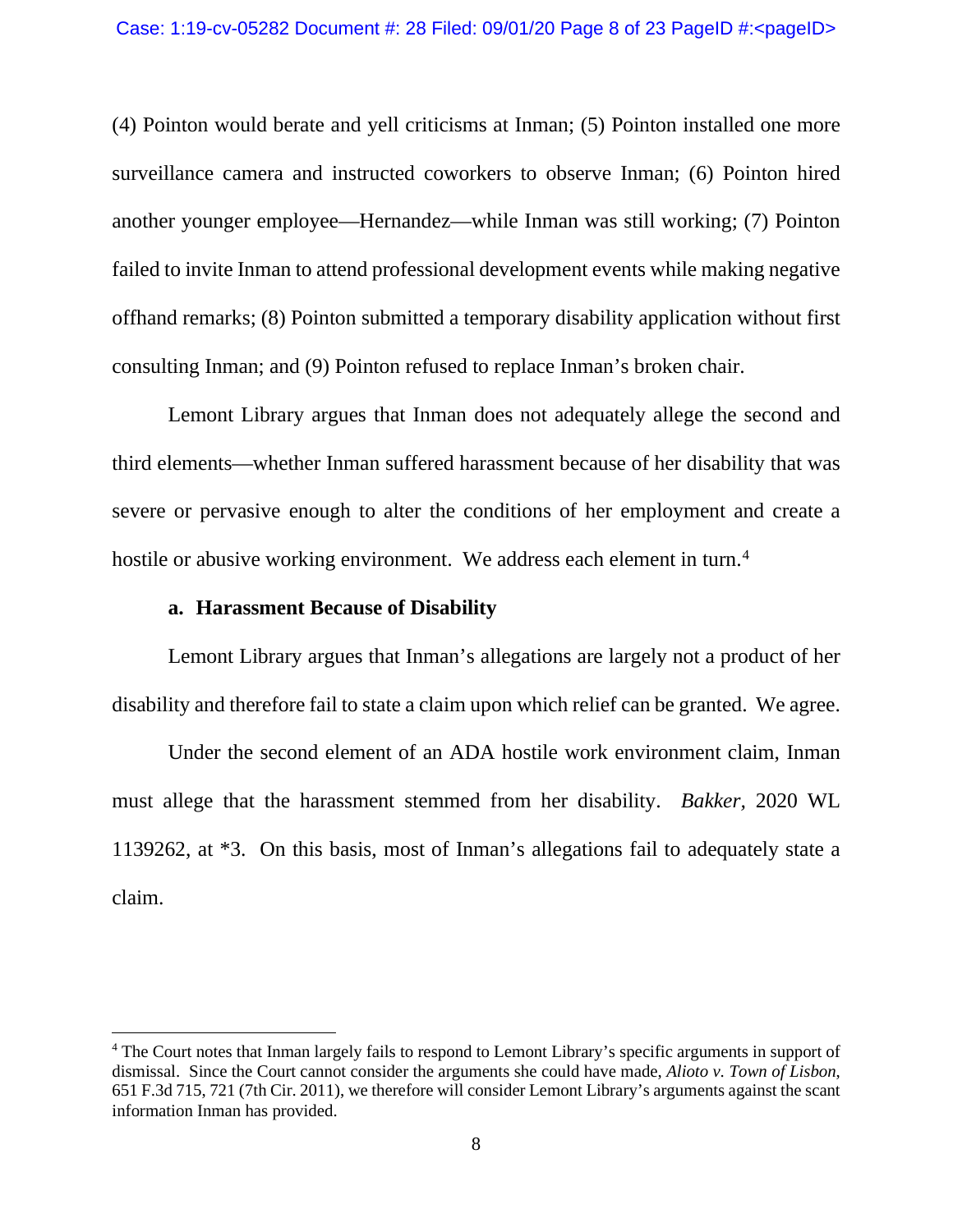(4) Pointon would berate and yell criticisms at Inman; (5) Pointon installed one more surveillance camera and instructed coworkers to observe Inman; (6) Pointon hired another younger employee—Hernandez—while Inman was still working; (7) Pointon failed to invite Inman to attend professional development events while making negative offhand remarks; (8) Pointon submitted a temporary disability application without first consulting Inman; and (9) Pointon refused to replace Inman's broken chair.

Lemont Library argues that Inman does not adequately allege the second and third elements—whether Inman suffered harassment because of her disability that was severe or pervasive enough to alter the conditions of her employment and create a hostile or abusive working environment. We address each element in turn.[4]

**a. Harassment Because of Disability**

Lemont Library argues that Inman's allegations are largely not a product of her disability and therefore fail to state a claim upon which relief can be granted. We agree.

Under the second element of an ADA hostile work environment claim, Inman must allege that the harassment stemmed from her disability. *Bakker*, 2020 WL 1139262, at *3. On this basis, most of Inman's allegations fail to adequately state a claim.

---

[4] The Court notes that Inman largely fails to respond to Lemont Library's specific arguments in support of dismissal. Since the Court cannot consider the arguments she could have made, *Alioto v. Town of Lisbon*, 651 F.3d 715, 721 (7th Cir. 2011), we therefore will consider Lemont Library's arguments against the scant information Inman has provided.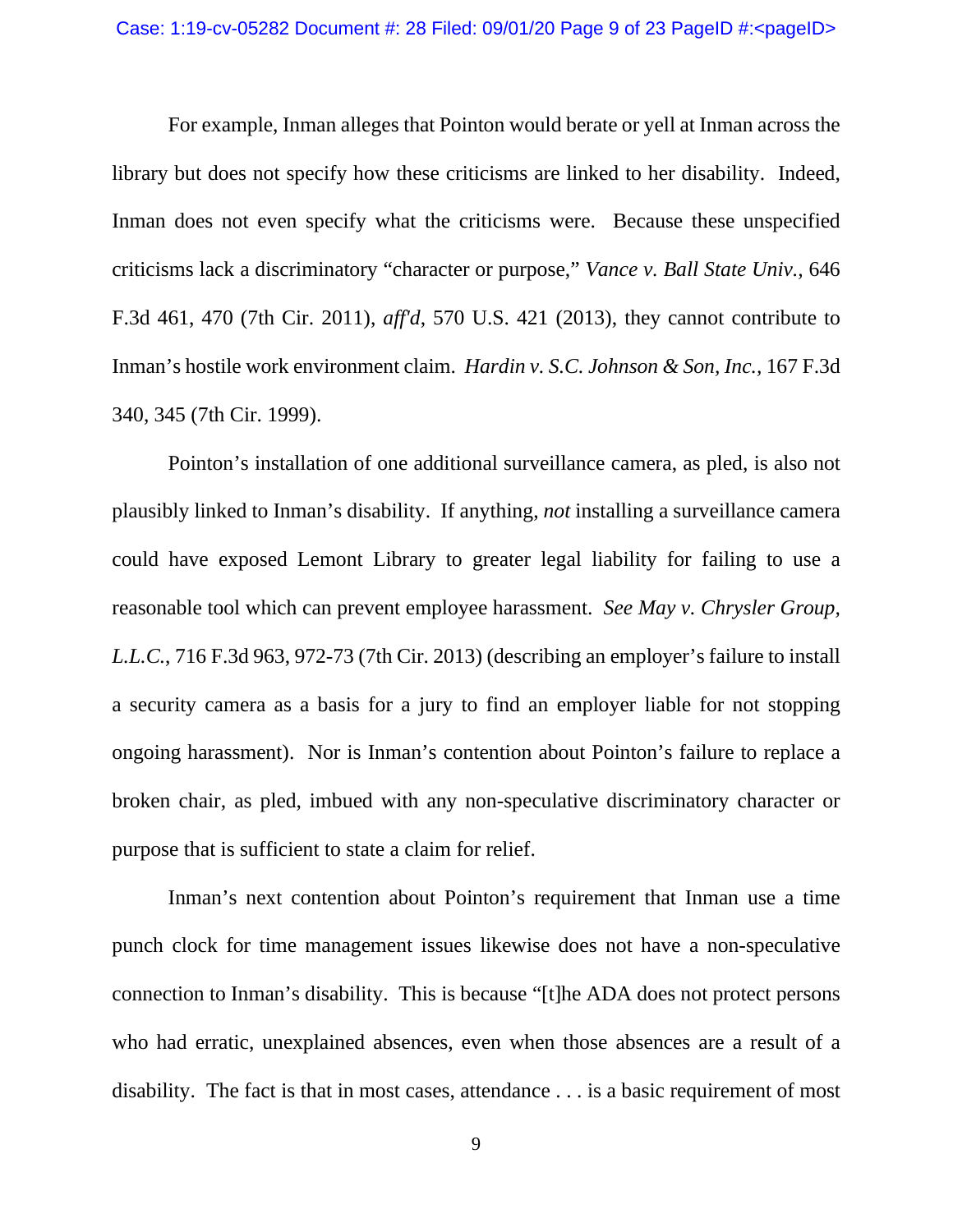For example, Inman alleges that Pointon would berate or yell at Inman across the library but does not specify how these criticisms are linked to her disability. Indeed, Inman does not even specify what the criticisms were. Because these unspecified criticisms lack a discriminatory "character or purpose," *Vance v. Ball State Univ.*, 646 F.3d 461, 470 (7th Cir. 2011), *aff'd*, 570 U.S. 421 (2013), they cannot contribute to Inman's hostile work environment claim. *Hardin v. S.C. Johnson & Son, Inc.*, 167 F.3d 340, 345 (7th Cir. 1999).

Pointon's installation of one additional surveillance camera, as pled, is also not plausibly linked to Inman's disability. If anything, *not* installing a surveillance camera could have exposed Lemont Library to greater legal liability for failing to use a reasonable tool which can prevent employee harassment. *See May v. Chrysler Group, L.L.C.*, 716 F.3d 963, 972-73 (7th Cir. 2013) (describing an employer's failure to install a security camera as a basis for a jury to find an employer liable for not stopping ongoing harassment). Nor is Inman's contention about Pointon's failure to replace a broken chair, as pled, imbued with any non-speculative discriminatory character or purpose that is sufficient to state a claim for relief.

Inman's next contention about Pointon's requirement that Inman use a time punch clock for time management issues likewise does not have a non-speculative connection to Inman's disability. This is because "[t]he ADA does not protect persons who had erratic, unexplained absences, even when those absences are a result of a disability. The fact is that in most cases, attendance . . . is a basic requirement of most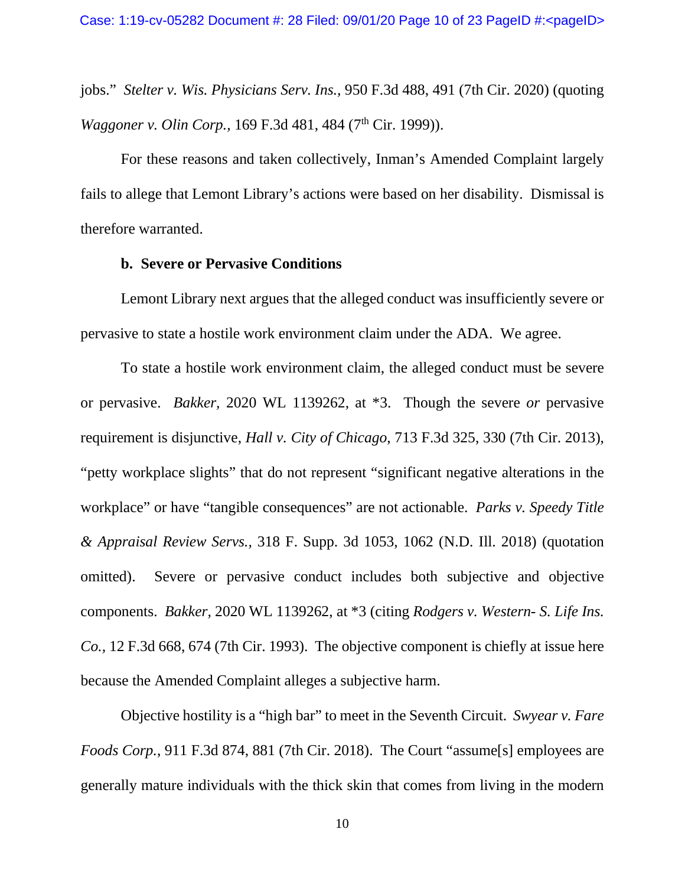jobs." *Stelter v. Wis. Physicians Serv. Ins.*, 950 F.3d 488, 491 (7th Cir. 2020) (quoting *Waggoner v. Olin Corp.*, 169 F.3d 481, 484 (7th Cir. 1999)).

For these reasons and taken collectively, Inman's Amended Complaint largely fails to allege that Lemont Library's actions were based on her disability. Dismissal is therefore warranted.

**b. Severe or Pervasive Conditions**

Lemont Library next argues that the alleged conduct was insufficiently severe or pervasive to state a hostile work environment claim under the ADA. We agree.

To state a hostile work environment claim, the alleged conduct must be severe or pervasive. *Bakker*, 2020 WL 1139262, at *3. Though the severe *or* pervasive requirement is disjunctive, *Hall v. City of Chicago*, 713 F.3d 325, 330 (7th Cir. 2013), "petty workplace slights" that do not represent "significant negative alterations in the workplace" or have "tangible consequences" are not actionable. *Parks v. Speedy Title & Appraisal Review Servs.*, 318 F. Supp. 3d 1053, 1062 (N.D. Ill. 2018) (quotation omitted). Severe or pervasive conduct includes both subjective and objective components. *Bakker*, 2020 WL 1139262, at *3 (citing *Rodgers v. Western- S. Life Ins. Co.*, 12 F.3d 668, 674 (7th Cir. 1993). The objective component is chiefly at issue here because the Amended Complaint alleges a subjective harm.

Objective hostility is a "high bar" to meet in the Seventh Circuit. *Swyear v. Fare Foods Corp.*, 911 F.3d 874, 881 (7th Cir. 2018). The Court "assume[s] employees are generally mature individuals with the thick skin that comes from living in the modern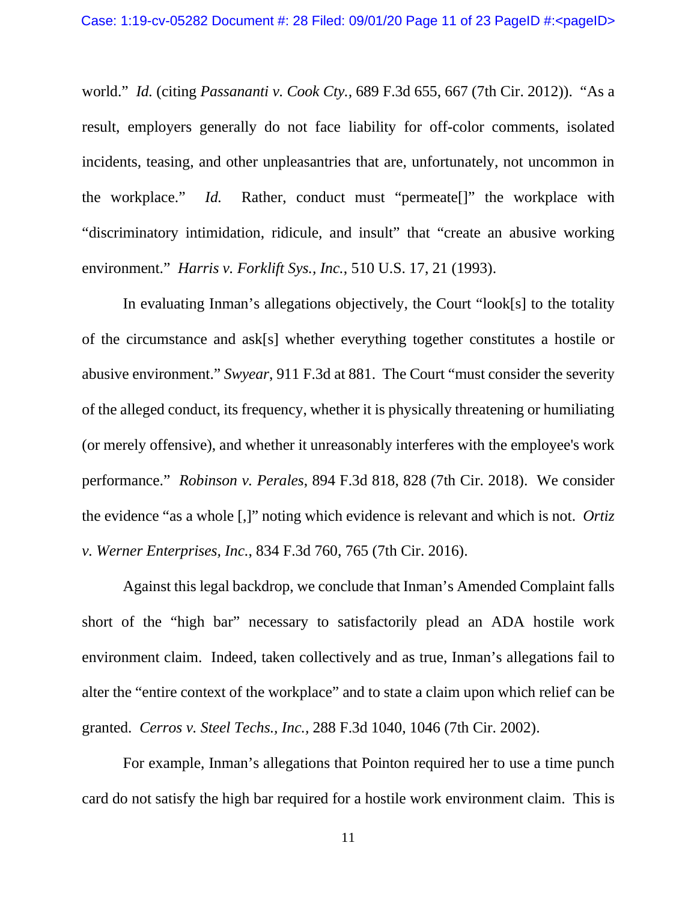world." *Id.* (citing *Passananti v. Cook Cty.*, 689 F.3d 655, 667 (7th Cir. 2012)). "As a result, employers generally do not face liability for off-color comments, isolated incidents, teasing, and other unpleasantries that are, unfortunately, not uncommon in the workplace." *Id.* Rather, conduct must "permeate[]" the workplace with "discriminatory intimidation, ridicule, and insult" that "create an abusive working environment." *Harris v. Forklift Sys., Inc.*, 510 U.S. 17, 21 (1993).

In evaluating Inman's allegations objectively, the Court "look[s] to the totality of the circumstance and ask[s] whether everything together constitutes a hostile or abusive environment." *Swyear*, 911 F.3d at 881. The Court "must consider the severity of the alleged conduct, its frequency, whether it is physically threatening or humiliating (or merely offensive), and whether it unreasonably interferes with the employee's work performance." *Robinson v. Perales*, 894 F.3d 818, 828 (7th Cir. 2018). We consider the evidence "as a whole [,]" noting which evidence is relevant and which is not. *Ortiz v. Werner Enterprises, Inc.*, 834 F.3d 760, 765 (7th Cir. 2016).

Against this legal backdrop, we conclude that Inman's Amended Complaint falls short of the "high bar" necessary to satisfactorily plead an ADA hostile work environment claim. Indeed, taken collectively and as true, Inman's allegations fail to alter the "entire context of the workplace" and to state a claim upon which relief can be granted. *Cerros v. Steel Techs., Inc.*, 288 F.3d 1040, 1046 (7th Cir. 2002).

For example, Inman's allegations that Pointon required her to use a time punch card do not satisfy the high bar required for a hostile work environment claim. This is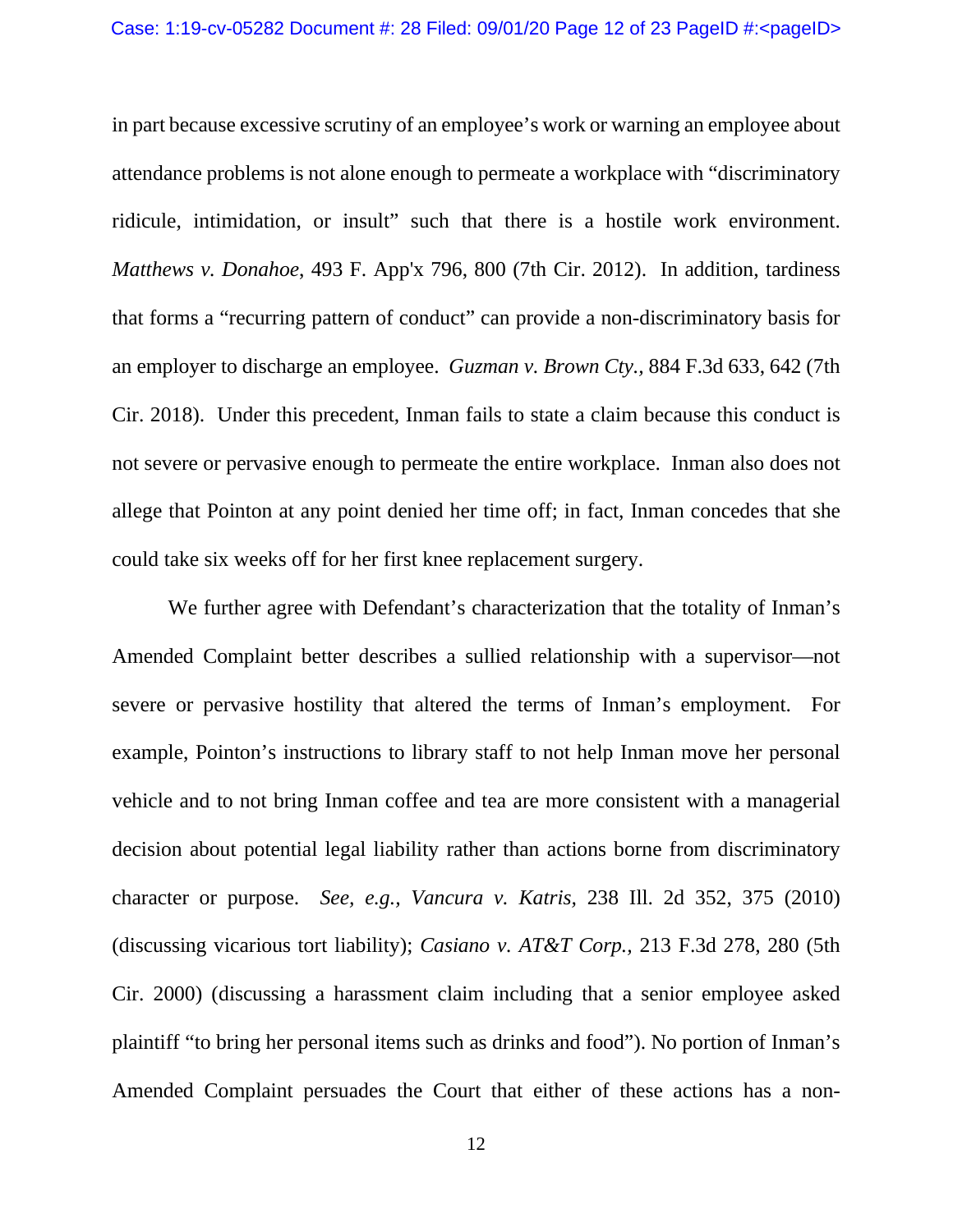in part because excessive scrutiny of an employee's work or warning an employee about attendance problems is not alone enough to permeate a workplace with "discriminatory ridicule, intimidation, or insult" such that there is a hostile work environment. *Matthews v. Donahoe*, 493 F. App'x 796, 800 (7th Cir. 2012). In addition, tardiness that forms a "recurring pattern of conduct" can provide a non-discriminatory basis for an employer to discharge an employee. *Guzman v. Brown Cty.*, 884 F.3d 633, 642 (7th Cir. 2018). Under this precedent, Inman fails to state a claim because this conduct is not severe or pervasive enough to permeate the entire workplace. Inman also does not allege that Pointon at any point denied her time off; in fact, Inman concedes that she could take six weeks off for her first knee replacement surgery.

We further agree with Defendant's characterization that the totality of Inman's Amended Complaint better describes a sullied relationship with a supervisor—not severe or pervasive hostility that altered the terms of Inman's employment. For example, Pointon's instructions to library staff to not help Inman move her personal vehicle and to not bring Inman coffee and tea are more consistent with a managerial decision about potential legal liability rather than actions borne from discriminatory character or purpose. *See, e.g., Vancura v. Katris*, 238 Ill. 2d 352, 375 (2010) (discussing vicarious tort liability); *Casiano v. AT&T Corp.*, 213 F.3d 278, 280 (5th Cir. 2000) (discussing a harassment claim including that a senior employee asked plaintiff "to bring her personal items such as drinks and food"). No portion of Inman's Amended Complaint persuades the Court that either of these actions has a non-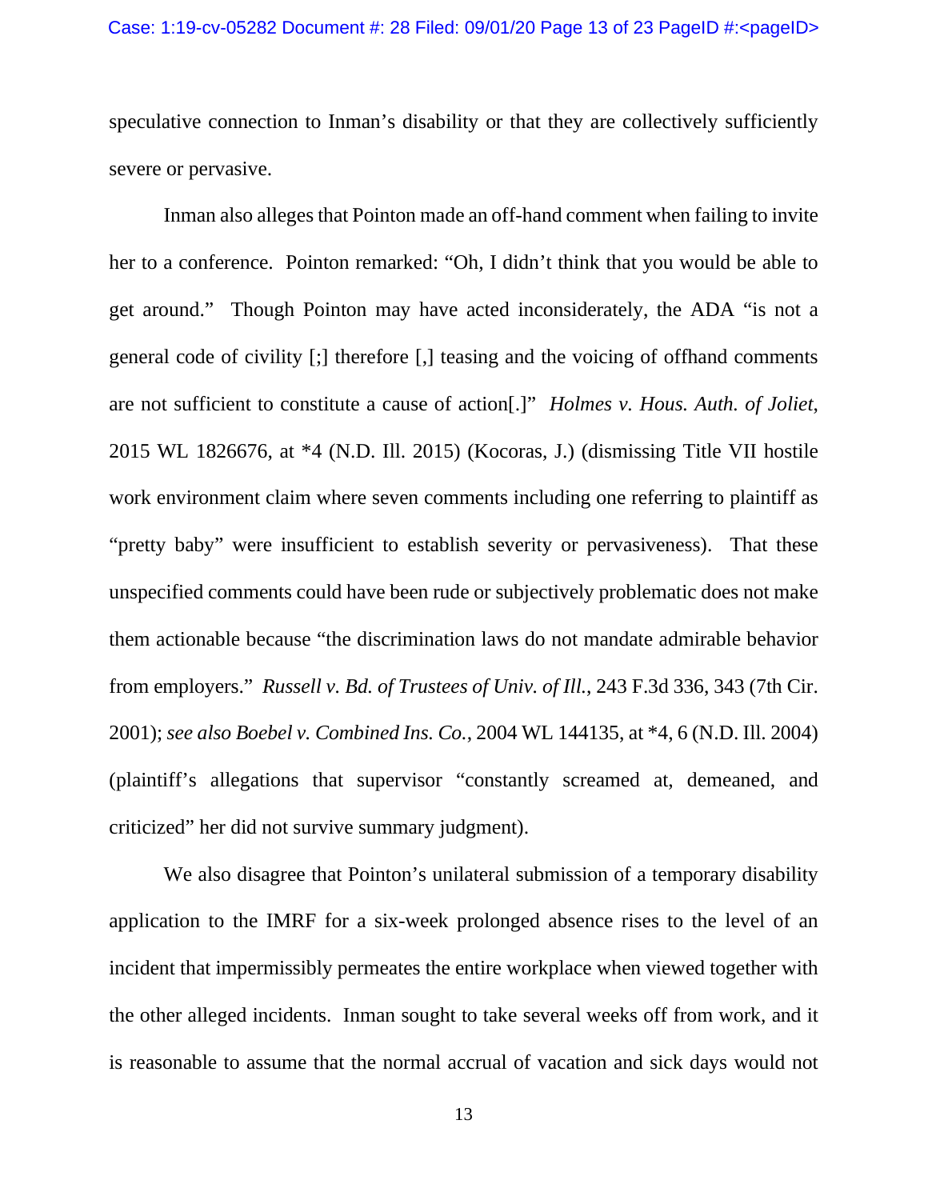speculative connection to Inman's disability or that they are collectively sufficiently severe or pervasive.

Inman also alleges that Pointon made an off-hand comment when failing to invite her to a conference. Pointon remarked: "Oh, I didn't think that you would be able to get around." Though Pointon may have acted inconsiderately, the ADA "is not a general code of civility [;] therefore [,] teasing and the voicing of offhand comments are not sufficient to constitute a cause of action[.]" *Holmes v. Hous. Auth. of Joliet*, 2015 WL 1826676, at *4 (N.D. Ill. 2015) (Kocoras, J.) (dismissing Title VII hostile work environment claim where seven comments including one referring to plaintiff as "pretty baby" were insufficient to establish severity or pervasiveness). That these unspecified comments could have been rude or subjectively problematic does not make them actionable because "the discrimination laws do not mandate admirable behavior from employers." *Russell v. Bd. of Trustees of Univ. of Ill.*, 243 F.3d 336, 343 (7th Cir. 2001); *see also Boebel v. Combined Ins. Co.*, 2004 WL 144135, at *4, 6 (N.D. Ill. 2004) (plaintiff's allegations that supervisor "constantly screamed at, demeaned, and criticized" her did not survive summary judgment).

We also disagree that Pointon's unilateral submission of a temporary disability application to the IMRF for a six-week prolonged absence rises to the level of an incident that impermissibly permeates the entire workplace when viewed together with the other alleged incidents. Inman sought to take several weeks off from work, and it is reasonable to assume that the normal accrual of vacation and sick days would not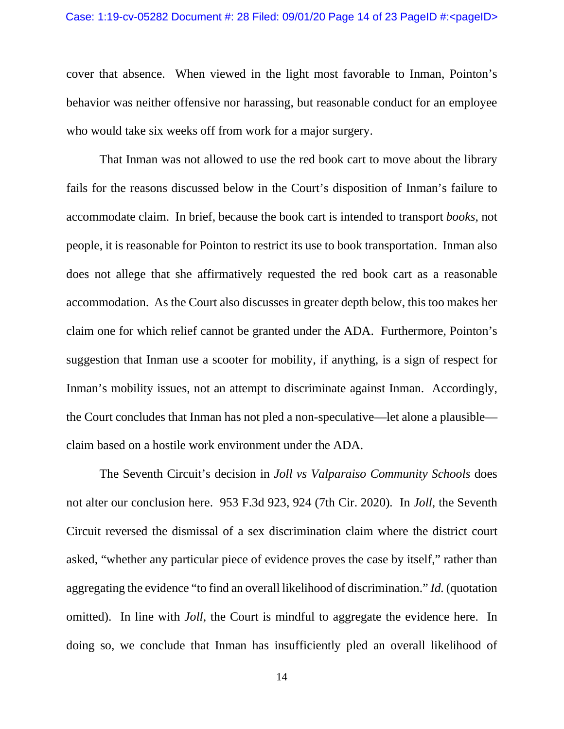cover that absence. When viewed in the light most favorable to Inman, Pointon's behavior was neither offensive nor harassing, but reasonable conduct for an employee who would take six weeks off from work for a major surgery.

That Inman was not allowed to use the red book cart to move about the library fails for the reasons discussed below in the Court's disposition of Inman's failure to accommodate claim. In brief, because the book cart is intended to transport *books*, not people, it is reasonable for Pointon to restrict its use to book transportation. Inman also does not allege that she affirmatively requested the red book cart as a reasonable accommodation. As the Court also discusses in greater depth below, this too makes her claim one for which relief cannot be granted under the ADA. Furthermore, Pointon's suggestion that Inman use a scooter for mobility, if anything, is a sign of respect for Inman's mobility issues, not an attempt to discriminate against Inman. Accordingly, the Court concludes that Inman has not pled a non-speculative—let alone a plausible—claim based on a hostile work environment under the ADA.

The Seventh Circuit's decision in *Joll vs Valparaiso Community Schools* does not alter our conclusion here. 953 F.3d 923, 924 (7th Cir. 2020). In *Joll*, the Seventh Circuit reversed the dismissal of a sex discrimination claim where the district court asked, "whether any particular piece of evidence proves the case by itself," rather than aggregating the evidence "to find an overall likelihood of discrimination." *Id.* (quotation omitted). In line with *Joll*, the Court is mindful to aggregate the evidence here. In doing so, we conclude that Inman has insufficiently pled an overall likelihood of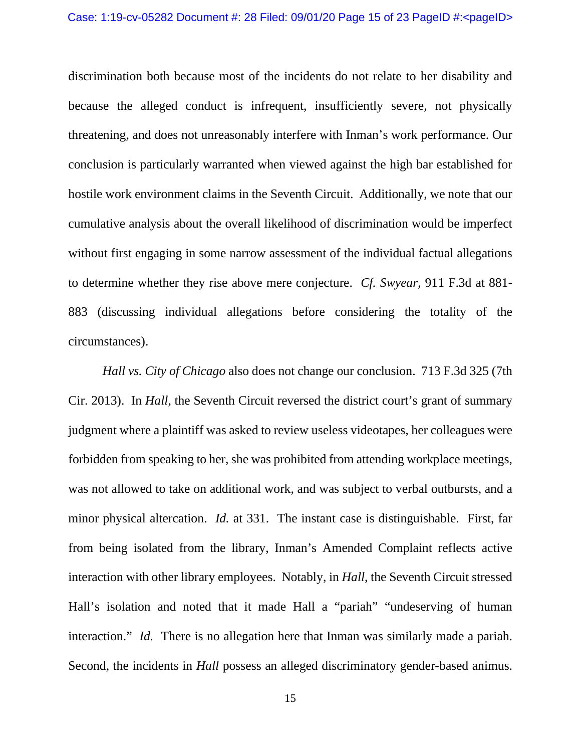discrimination both because most of the incidents do not relate to her disability and because the alleged conduct is infrequent, insufficiently severe, not physically threatening, and does not unreasonably interfere with Inman's work performance. Our conclusion is particularly warranted when viewed against the high bar established for hostile work environment claims in the Seventh Circuit. Additionally, we note that our cumulative analysis about the overall likelihood of discrimination would be imperfect without first engaging in some narrow assessment of the individual factual allegations to determine whether they rise above mere conjecture. *Cf. Swyear*, 911 F.3d at 881-883 (discussing individual allegations before considering the totality of the circumstances).

*Hall vs. City of Chicago* also does not change our conclusion. 713 F.3d 325 (7th Cir. 2013). In *Hall*, the Seventh Circuit reversed the district court's grant of summary judgment where a plaintiff was asked to review useless videotapes, her colleagues were forbidden from speaking to her, she was prohibited from attending workplace meetings, was not allowed to take on additional work, and was subject to verbal outbursts, and a minor physical altercation. *Id.* at 331. The instant case is distinguishable. First, far from being isolated from the library, Inman's Amended Complaint reflects active interaction with other library employees. Notably, in *Hall*, the Seventh Circuit stressed Hall's isolation and noted that it made Hall a "pariah" "undeserving of human interaction." *Id.* There is no allegation here that Inman was similarly made a pariah. Second, the incidents in *Hall* possess an alleged discriminatory gender-based animus.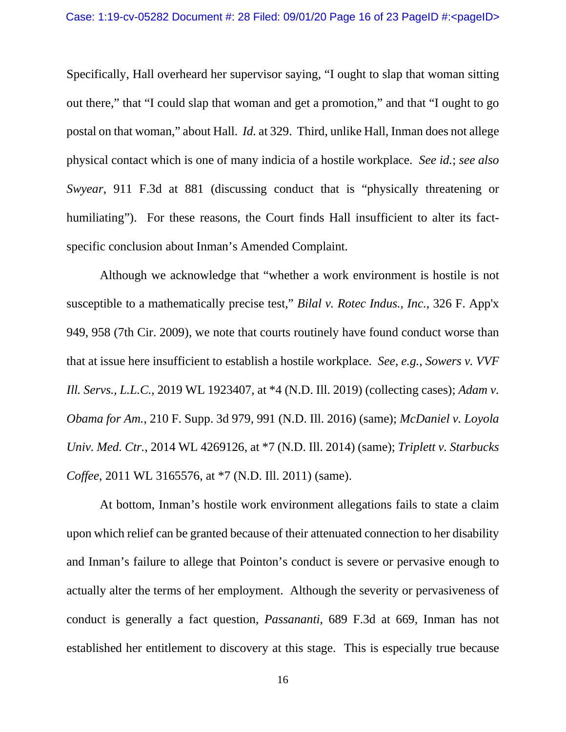Specifically, Hall overheard her supervisor saying, "I ought to slap that woman sitting out there," that "I could slap that woman and get a promotion," and that "I ought to go postal on that woman," about Hall. *Id.* at 329. Third, unlike Hall, Inman does not allege physical contact which is one of many indicia of a hostile workplace. *See id.*; *see also Swyear*, 911 F.3d at 881 (discussing conduct that is "physically threatening or humiliating"). For these reasons, the Court finds Hall insufficient to alter its fact-specific conclusion about Inman's Amended Complaint.

Although we acknowledge that "whether a work environment is hostile is not susceptible to a mathematically precise test," *Bilal v. Rotec Indus., Inc.*, 326 F. App'x 949, 958 (7th Cir. 2009), we note that courts routinely have found conduct worse than that at issue here insufficient to establish a hostile workplace. *See, e.g.*, *Sowers v. VVF Ill. Servs., L.L.C.*, 2019 WL 1923407, at *4 (N.D. Ill. 2019) (collecting cases); *Adam v. Obama for Am.*, 210 F. Supp. 3d 979, 991 (N.D. Ill. 2016) (same); *McDaniel v. Loyola Univ. Med. Ctr.*, 2014 WL 4269126, at *7 (N.D. Ill. 2014) (same); *Triplett v. Starbucks Coffee*, 2011 WL 3165576, at *7 (N.D. Ill. 2011) (same).

At bottom, Inman's hostile work environment allegations fails to state a claim upon which relief can be granted because of their attenuated connection to her disability and Inman's failure to allege that Pointon's conduct is severe or pervasive enough to actually alter the terms of her employment. Although the severity or pervasiveness of conduct is generally a fact question, *Passananti*, 689 F.3d at 669, Inman has not established her entitlement to discovery at this stage. This is especially true because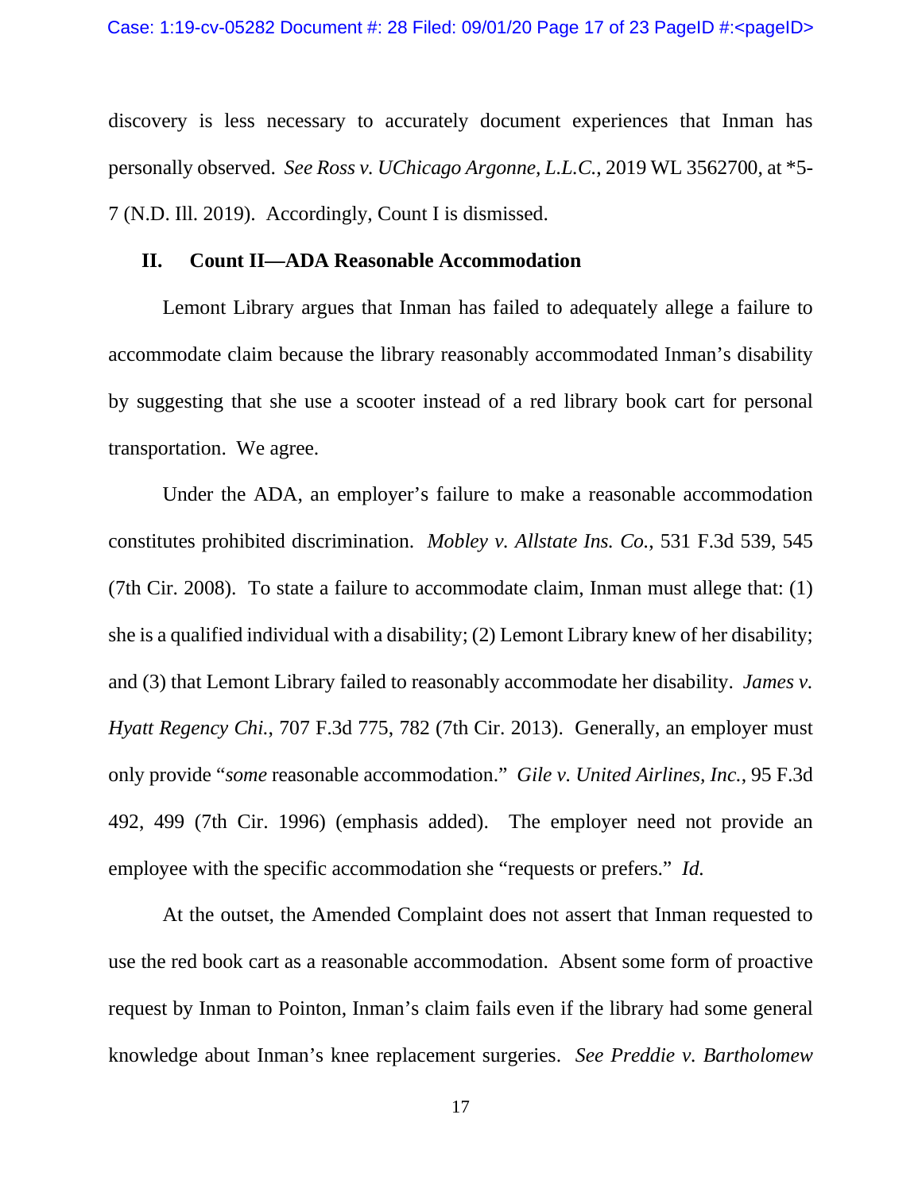discovery is less necessary to accurately document experiences that Inman has personally observed. *See Ross v. UChicago Argonne, L.L.C.*, 2019 WL 3562700, at *5-7 (N.D. Ill. 2019). Accordingly, Count I is dismissed.

## II. Count II—ADA Reasonable Accommodation

Lemont Library argues that Inman has failed to adequately allege a failure to accommodate claim because the library reasonably accommodated Inman's disability by suggesting that she use a scooter instead of a red library book cart for personal transportation. We agree.

Under the ADA, an employer's failure to make a reasonable accommodation constitutes prohibited discrimination. *Mobley v. Allstate Ins. Co.*, 531 F.3d 539, 545 (7th Cir. 2008). To state a failure to accommodate claim, Inman must allege that: (1) she is a qualified individual with a disability; (2) Lemont Library knew of her disability; and (3) that Lemont Library failed to reasonably accommodate her disability. *James v. Hyatt Regency Chi.*, 707 F.3d 775, 782 (7th Cir. 2013). Generally, an employer must only provide "*some* reasonable accommodation." *Gile v. United Airlines, Inc.*, 95 F.3d 492, 499 (7th Cir. 1996) (emphasis added). The employer need not provide an employee with the specific accommodation she "requests or prefers." *Id.*

At the outset, the Amended Complaint does not assert that Inman requested to use the red book cart as a reasonable accommodation. Absent some form of proactive request by Inman to Pointon, Inman's claim fails even if the library had some general knowledge about Inman's knee replacement surgeries. *See Preddie v. Bartholomew*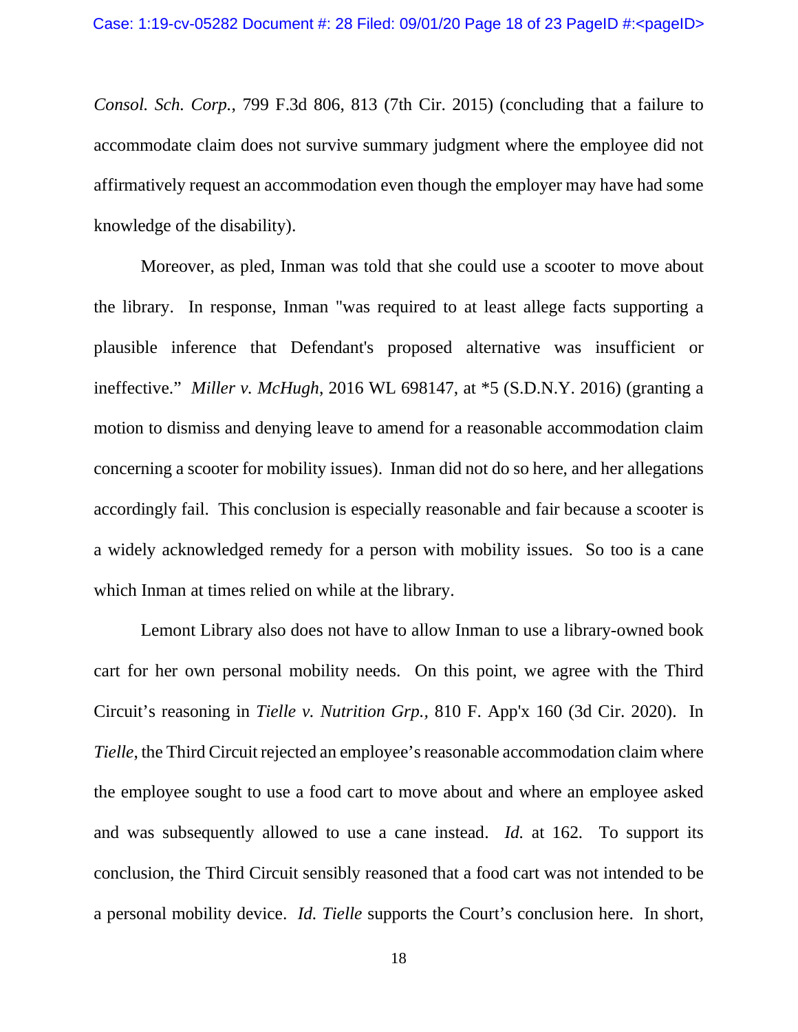*Consol. Sch. Corp.*, 799 F.3d 806, 813 (7th Cir. 2015) (concluding that a failure to accommodate claim does not survive summary judgment where the employee did not affirmatively request an accommodation even though the employer may have had some knowledge of the disability).

Moreover, as pled, Inman was told that she could use a scooter to move about the library. In response, Inman "was required to at least allege facts supporting a plausible inference that Defendant's proposed alternative was insufficient or ineffective." *Miller v. McHugh*, 2016 WL 698147, at *5 (S.D.N.Y. 2016) (granting a motion to dismiss and denying leave to amend for a reasonable accommodation claim concerning a scooter for mobility issues). Inman did not do so here, and her allegations accordingly fail. This conclusion is especially reasonable and fair because a scooter is a widely acknowledged remedy for a person with mobility issues. So too is a cane which Inman at times relied on while at the library.

Lemont Library also does not have to allow Inman to use a library-owned book cart for her own personal mobility needs. On this point, we agree with the Third Circuit's reasoning in *Tielle v. Nutrition Grp.*, 810 F. App'x 160 (3d Cir. 2020). In *Tielle*, the Third Circuit rejected an employee's reasonable accommodation claim where the employee sought to use a food cart to move about and where an employee asked and was subsequently allowed to use a cane instead. *Id.* at 162. To support its conclusion, the Third Circuit sensibly reasoned that a food cart was not intended to be a personal mobility device. *Id. Tielle* supports the Court's conclusion here. In short,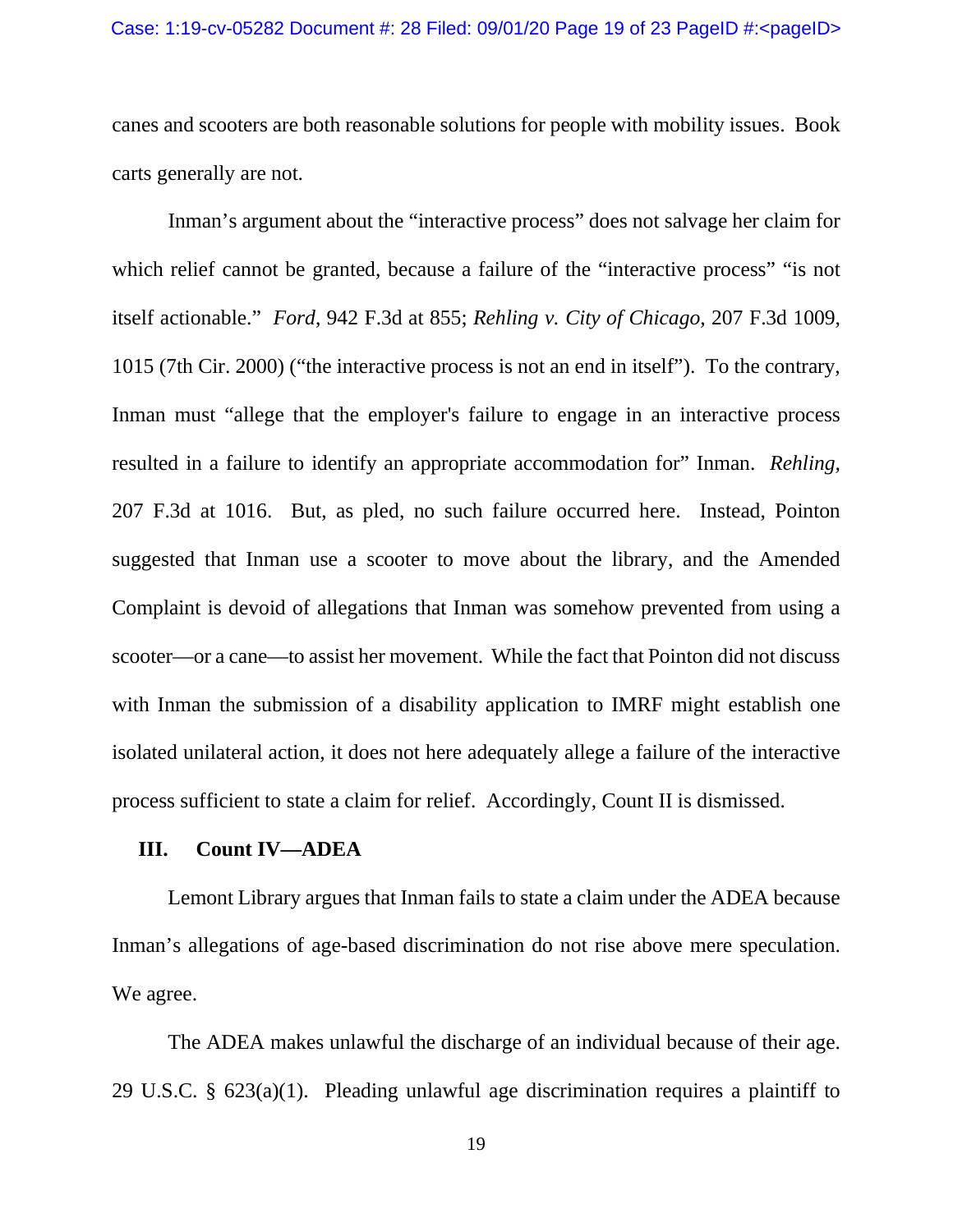canes and scooters are both reasonable solutions for people with mobility issues. Book carts generally are not.

Inman's argument about the "interactive process" does not salvage her claim for which relief cannot be granted, because a failure of the "interactive process" "is not itself actionable." *Ford*, 942 F.3d at 855; *Rehling v. City of Chicago*, 207 F.3d 1009, 1015 (7th Cir. 2000) ("the interactive process is not an end in itself"). To the contrary, Inman must "allege that the employer's failure to engage in an interactive process resulted in a failure to identify an appropriate accommodation for" Inman. *Rehling*, 207 F.3d at 1016. But, as pled, no such failure occurred here. Instead, Pointon suggested that Inman use a scooter to move about the library, and the Amended Complaint is devoid of allegations that Inman was somehow prevented from using a scooter—or a cane—to assist her movement. While the fact that Pointon did not discuss with Inman the submission of a disability application to IMRF might establish one isolated unilateral action, it does not here adequately allege a failure of the interactive process sufficient to state a claim for relief. Accordingly, Count II is dismissed.

### III. Count IV—ADEA

Lemont Library argues that Inman fails to state a claim under the ADEA because Inman's allegations of age-based discrimination do not rise above mere speculation. We agree.

The ADEA makes unlawful the discharge of an individual because of their age. 29 U.S.C. § 623(a)(1). Pleading unlawful age discrimination requires a plaintiff to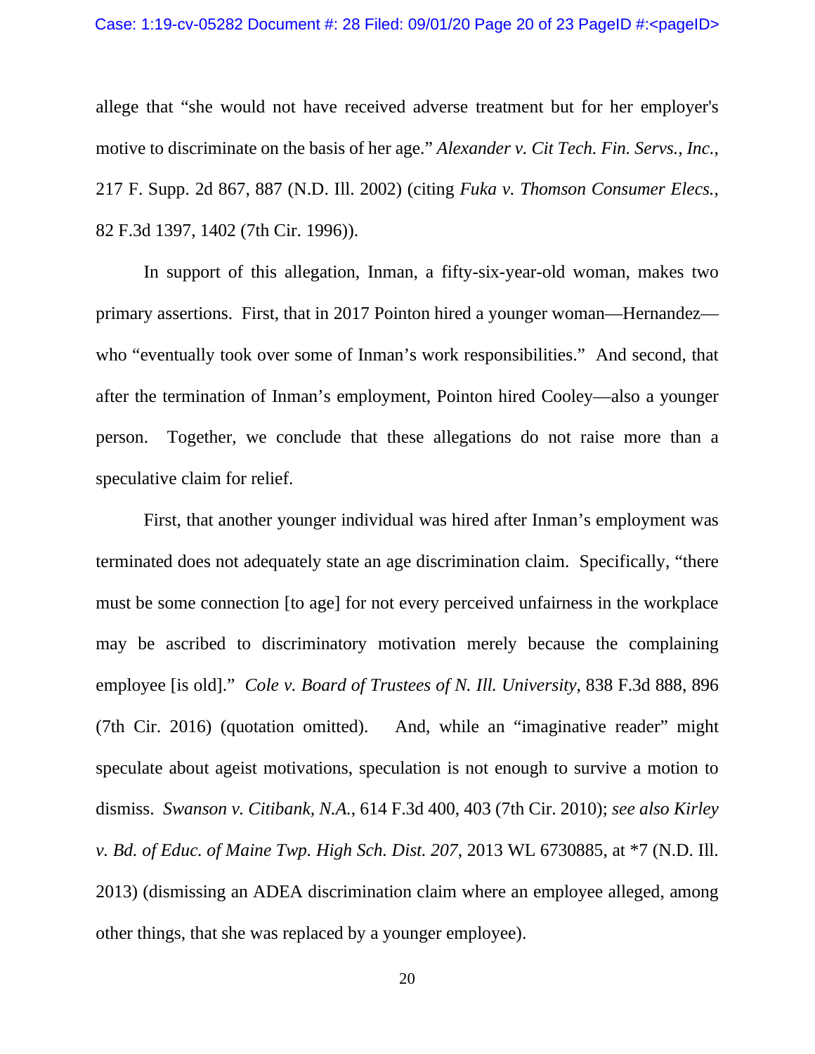allege that "she would not have received adverse treatment but for her employer's motive to discriminate on the basis of her age." *Alexander v. Cit Tech. Fin. Servs., Inc.*, 217 F. Supp. 2d 867, 887 (N.D. Ill. 2002) (citing *Fuka v. Thomson Consumer Elecs.*, 82 F.3d 1397, 1402 (7th Cir. 1996)).

In support of this allegation, Inman, a fifty-six-year-old woman, makes two primary assertions. First, that in 2017 Pointon hired a younger woman—Hernandez—who "eventually took over some of Inman's work responsibilities." And second, that after the termination of Inman's employment, Pointon hired Cooley—also a younger person. Together, we conclude that these allegations do not raise more than a speculative claim for relief.

First, that another younger individual was hired after Inman's employment was terminated does not adequately state an age discrimination claim. Specifically, "there must be some connection [to age] for not every perceived unfairness in the workplace may be ascribed to discriminatory motivation merely because the complaining employee [is old]." *Cole v. Board of Trustees of N. Ill. University*, 838 F.3d 888, 896 (7th Cir. 2016) (quotation omitted). And, while an "imaginative reader" might speculate about ageist motivations, speculation is not enough to survive a motion to dismiss. *Swanson v. Citibank, N.A.*, 614 F.3d 400, 403 (7th Cir. 2010); *see also Kirley v. Bd. of Educ. of Maine Twp. High Sch. Dist. 207*, 2013 WL 6730885, at *7 (N.D. Ill. 2013) (dismissing an ADEA discrimination claim where an employee alleged, among other things, that she was replaced by a younger employee).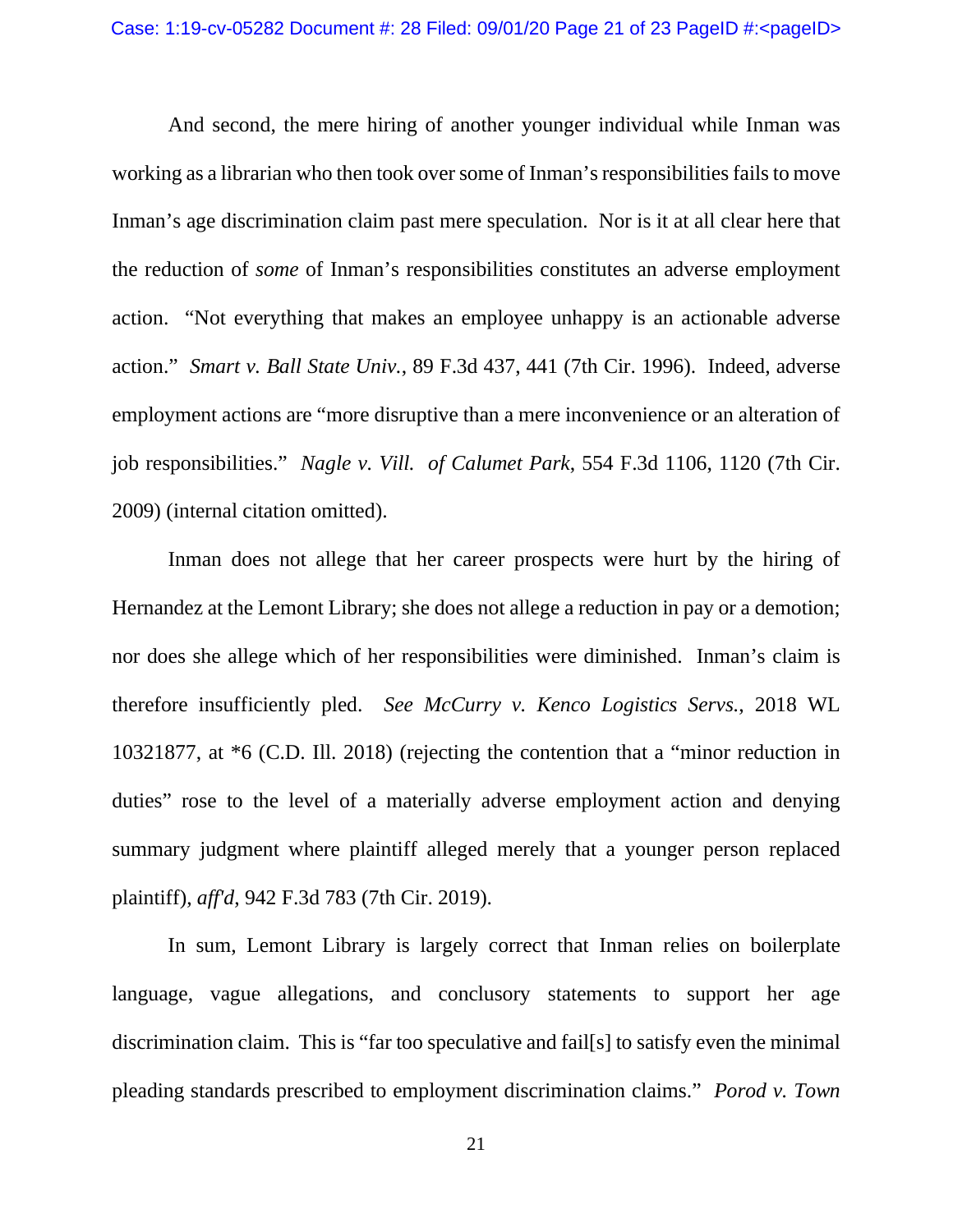And second, the mere hiring of another younger individual while Inman was working as a librarian who then took over some of Inman's responsibilities fails to move Inman's age discrimination claim past mere speculation. Nor is it at all clear here that the reduction of *some* of Inman's responsibilities constitutes an adverse employment action. "Not everything that makes an employee unhappy is an actionable adverse action." *Smart v. Ball State Univ.*, 89 F.3d 437, 441 (7th Cir. 1996). Indeed, adverse employment actions are "more disruptive than a mere inconvenience or an alteration of job responsibilities." *Nagle v. Vill. of Calumet Park*, 554 F.3d 1106, 1120 (7th Cir. 2009) (internal citation omitted).

Inman does not allege that her career prospects were hurt by the hiring of Hernandez at the Lemont Library; she does not allege a reduction in pay or a demotion; nor does she allege which of her responsibilities were diminished. Inman's claim is therefore insufficiently pled. *See McCurry v. Kenco Logistics Servs.*, 2018 WL 10321877, at *6 (C.D. Ill. 2018) (rejecting the contention that a "minor reduction in duties" rose to the level of a materially adverse employment action and denying summary judgment where plaintiff alleged merely that a younger person replaced plaintiff), *aff'd*, 942 F.3d 783 (7th Cir. 2019).

In sum, Lemont Library is largely correct that Inman relies on boilerplate language, vague allegations, and conclusory statements to support her age discrimination claim. This is "far too speculative and fail[s] to satisfy even the minimal pleading standards prescribed to employment discrimination claims." *Porod v. Town*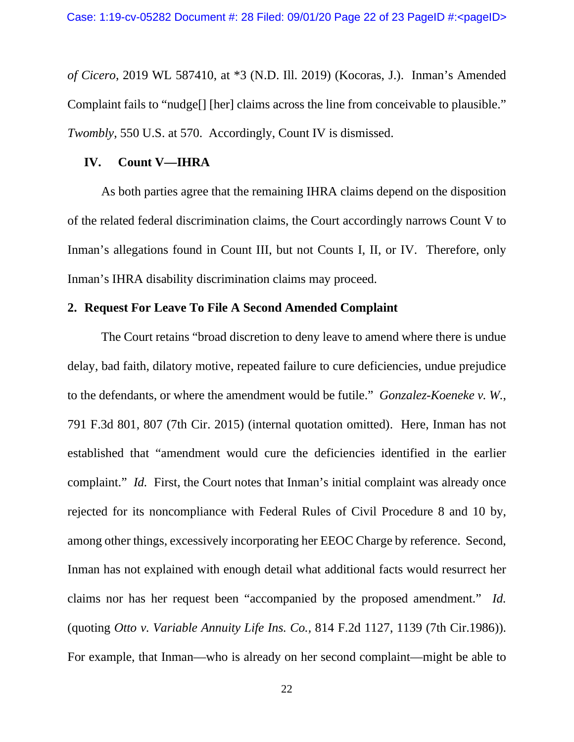*of Cicero*, 2019 WL 587410, at *3 (N.D. Ill. 2019) (Kocoras, J.). Inman's Amended Complaint fails to "nudge[] [her] claims across the line from conceivable to plausible." *Twombly*, 550 U.S. at 570. Accordingly, Count IV is dismissed.

### IV. Count V—IHRA

As both parties agree that the remaining IHRA claims depend on the disposition of the related federal discrimination claims, the Court accordingly narrows Count V to Inman's allegations found in Count III, but not Counts I, II, or IV. Therefore, only Inman's IHRA disability discrimination claims may proceed.

## 2. Request For Leave To File A Second Amended Complaint

The Court retains "broad discretion to deny leave to amend where there is undue delay, bad faith, dilatory motive, repeated failure to cure deficiencies, undue prejudice to the defendants, or where the amendment would be futile." *Gonzalez-Koeneke v. W.*, 791 F.3d 801, 807 (7th Cir. 2015) (internal quotation omitted). Here, Inman has not established that "amendment would cure the deficiencies identified in the earlier complaint." *Id.* First, the Court notes that Inman's initial complaint was already once rejected for its noncompliance with Federal Rules of Civil Procedure 8 and 10 by, among other things, excessively incorporating her EEOC Charge by reference. Second, Inman has not explained with enough detail what additional facts would resurrect her claims nor has her request been "accompanied by the proposed amendment." *Id.* (quoting *Otto v. Variable Annuity Life Ins. Co.*, 814 F.2d 1127, 1139 (7th Cir.1986)). For example, that Inman—who is already on her second complaint—might be able to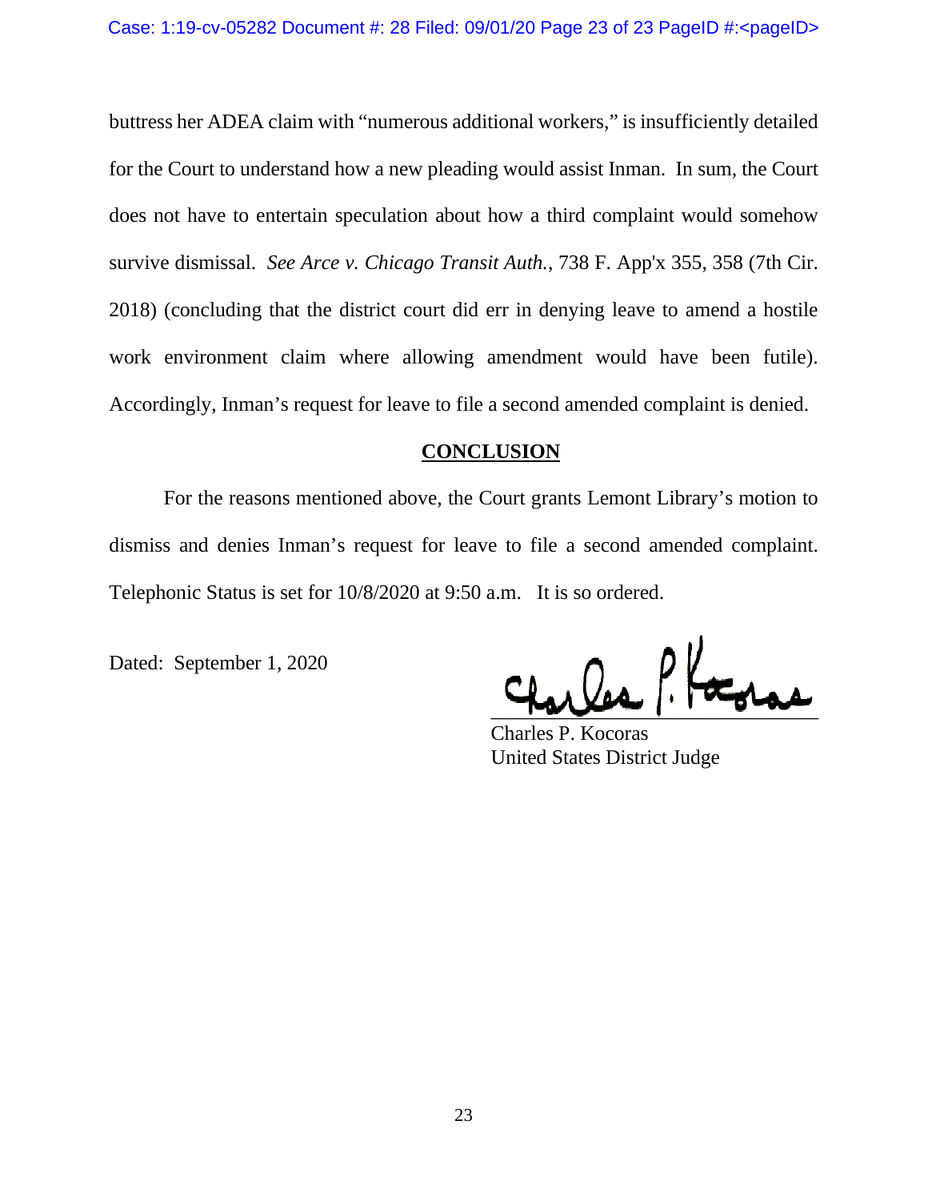buttress her ADEA claim with "numerous additional workers," is insufficiently detailed for the Court to understand how a new pleading would assist Inman. In sum, the Court does not have to entertain speculation about how a third complaint would somehow survive dismissal. *See Arce v. Chicago Transit Auth.*, 738 F. App'x 355, 358 (7th Cir. 2018) (concluding that the district court did err in denying leave to amend a hostile work environment claim where allowing amendment would have been futile). Accordingly, Inman's request for leave to file a second amended complaint is denied.

## CONCLUSION

For the reasons mentioned above, the Court grants Lemont Library's motion to dismiss and denies Inman's request for leave to file a second amended complaint. Telephonic Status is set for 10/8/2020 at 9:50 a.m. It is so ordered.

Dated: September 1, 2020

Charles P. Kocoras
United States District Judge